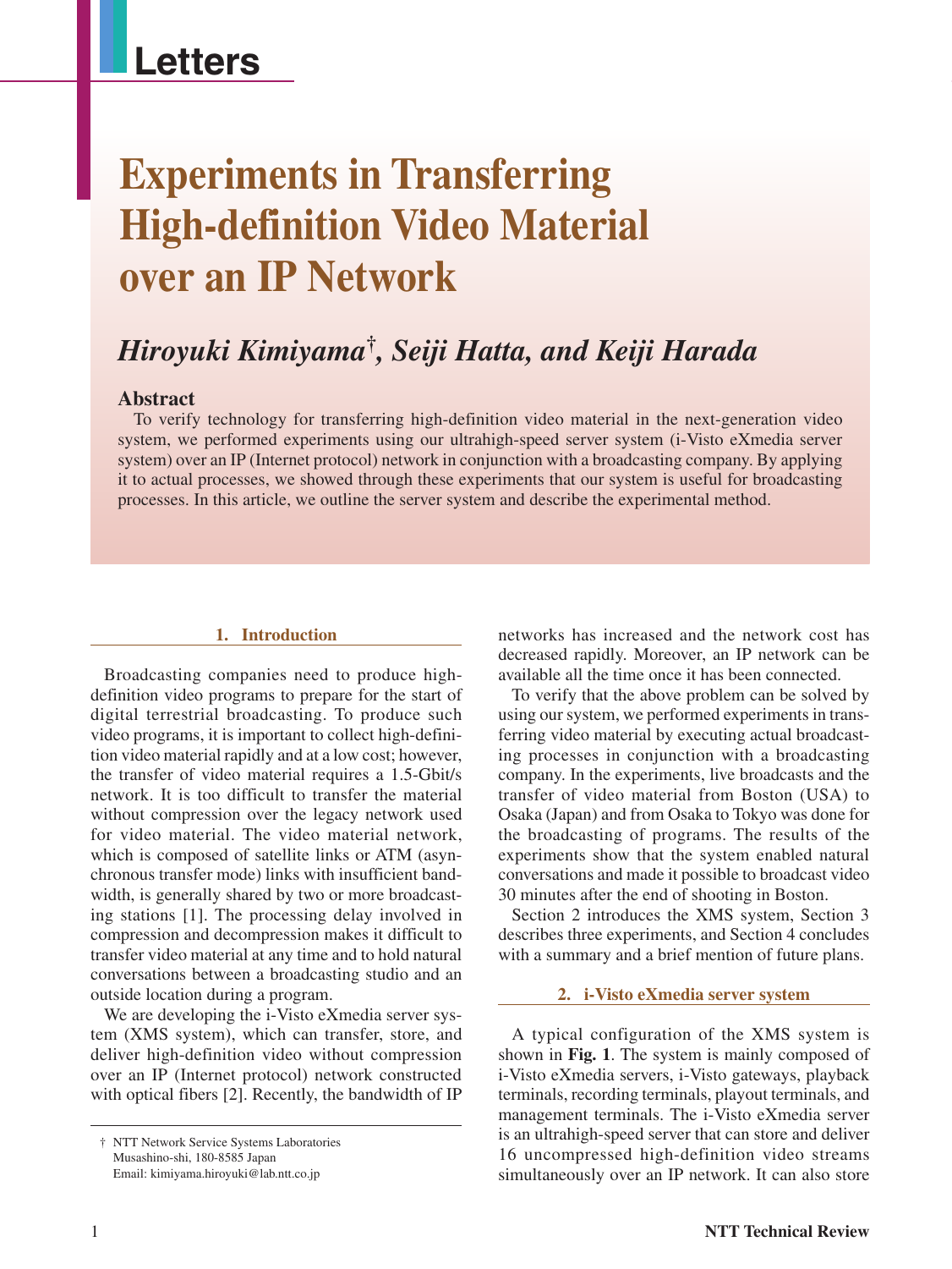Letters

# Experiments in Transferring High-definition Video Material over an IP Network

***Hiroyuki Kimiyama†, Seiji Hatta, and Keiji Harada***

### Abstract

To verify technology for transferring high-definition video material in the next-generation video system, we performed experiments using our ultrahigh-speed server system (i-Visto eXmedia server system) over an IP (Internet protocol) network in conjunction with a broadcasting company. By applying it to actual processes, we showed through these experiments that our system is useful for broadcasting processes. In this article, we outline the server system and describe the experimental method.

## 1. Introduction

Broadcasting companies need to produce high-definition video programs to prepare for the start of digital terrestrial broadcasting. To produce such video programs, it is important to collect high-definition video material rapidly and at a low cost; however, the transfer of video material requires a 1.5-Gbit/s network. It is too difficult to transfer the material without compression over the legacy network used for video material. The video material network, which is composed of satellite links or ATM (asynchronous transfer mode) links with insufficient bandwidth, is generally shared by two or more broadcasting stations [1]. The processing delay involved in compression and decompression makes it difficult to transfer video material at any time and to hold natural conversations between a broadcasting studio and an outside location during a program.

We are developing the i-Visto eXmedia server system (XMS system), which can transfer, store, and deliver high-definition video without compression over an IP (Internet protocol) network constructed with optical fibers [2]. Recently, the bandwidth of IP networks has increased and the network cost has decreased rapidly. Moreover, an IP network can be available all the time once it has been connected.

To verify that the above problem can be solved by using our system, we performed experiments in transferring video material by executing actual broadcasting processes in conjunction with a broadcasting company. In the experiments, live broadcasts and the transfer of video material from Boston (USA) to Osaka (Japan) and from Osaka to Tokyo was done for the broadcasting of programs. The results of the experiments show that the system enabled natural conversations and made it possible to broadcast video 30 minutes after the end of shooting in Boston.

Section 2 introduces the XMS system, Section 3 describes three experiments, and Section 4 concludes with a summary and a brief mention of future plans.

## 2. i-Visto eXmedia server system

A typical configuration of the XMS system is shown in **Fig. 1**. The system is mainly composed of i-Visto eXmedia servers, i-Visto gateways, playback terminals, recording terminals, playout terminals, and management terminals. The i-Visto eXmedia server is an ultrahigh-speed server that can store and deliver 16 uncompressed high-definition video streams simultaneously over an IP network. It can also store

† NTT Network Service Systems Laboratories
Musashino-shi, 180-8585 Japan
Email: kimiyama.hiroyuki@lab.ntt.co.jp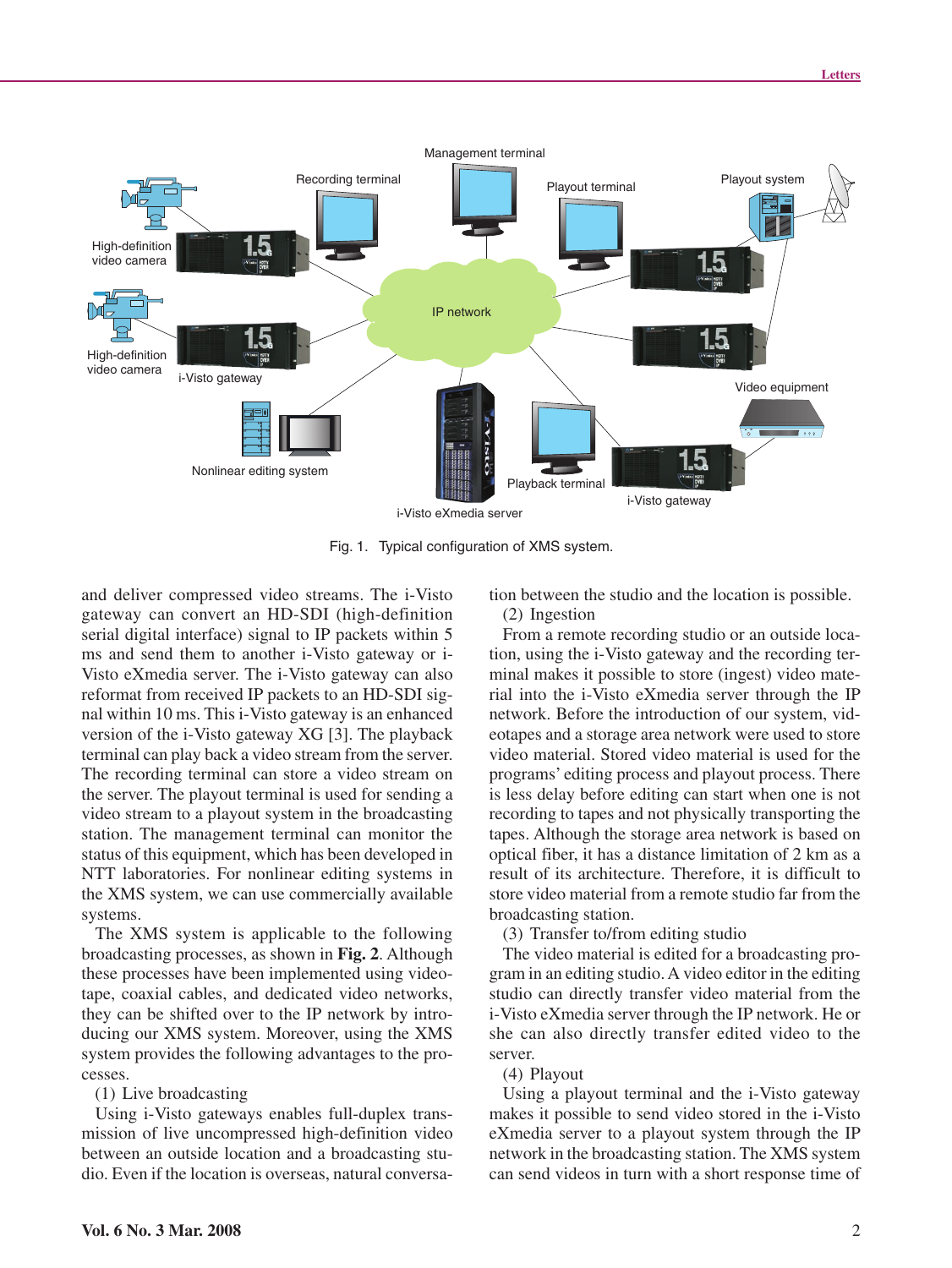Fig. 1. Typical configuration of XMS system.

and deliver compressed video streams. The i-Visto gateway can convert an HD-SDI (high-definition serial digital interface) signal to IP packets within 5 ms and send them to another i-Visto gateway or i-Visto eXmedia server. The i-Visto gateway can also reformat from received IP packets to an HD-SDI signal within 10 ms. This i-Visto gateway is an enhanced version of the i-Visto gateway XG [3]. The playback terminal can play back a video stream from the server. The recording terminal can store a video stream on the server. The playout terminal is used for sending a video stream to a playout system in the broadcasting station. The management terminal can monitor the status of this equipment, which has been developed in NTT laboratories. For nonlinear editing systems in the XMS system, we can use commercially available systems.

The XMS system is applicable to the following broadcasting processes, as shown in **Fig. 2**. Although these processes have been implemented using videotape, coaxial cables, and dedicated video networks, they can be shifted over to the IP network by introducing our XMS system. Moreover, using the XMS system provides the following advantages to the processes.

(1) Live broadcasting

Using i-Visto gateways enables full-duplex transmission of live uncompressed high-definition video between an outside location and a broadcasting studio. Even if the location is overseas, natural conversation between the studio and the location is possible.

(2) Ingestion

From a remote recording studio or an outside location, using the i-Visto gateway and the recording terminal makes it possible to store (ingest) video material into the i-Visto eXmedia server through the IP network. Before the introduction of our system, videotapes and a storage area network were used to store video material. Stored video material is used for the programs' editing process and playout process. There is less delay before editing can start when one is not recording to tapes and not physically transporting the tapes. Although the storage area network is based on optical fiber, it has a distance limitation of 2 km as a result of its architecture. Therefore, it is difficult to store video material from a remote studio far from the broadcasting station.

(3) Transfer to/from editing studio

The video material is edited for a broadcasting program in an editing studio. A video editor in the editing studio can directly transfer video material from the i-Visto eXmedia server through the IP network. He or she can also directly transfer edited video to the server.

(4) Playout

Using a playout terminal and the i-Visto gateway makes it possible to send video stored in the i-Visto eXmedia server to a playout system through the IP network in the broadcasting station. The XMS system can send videos in turn with a short response time of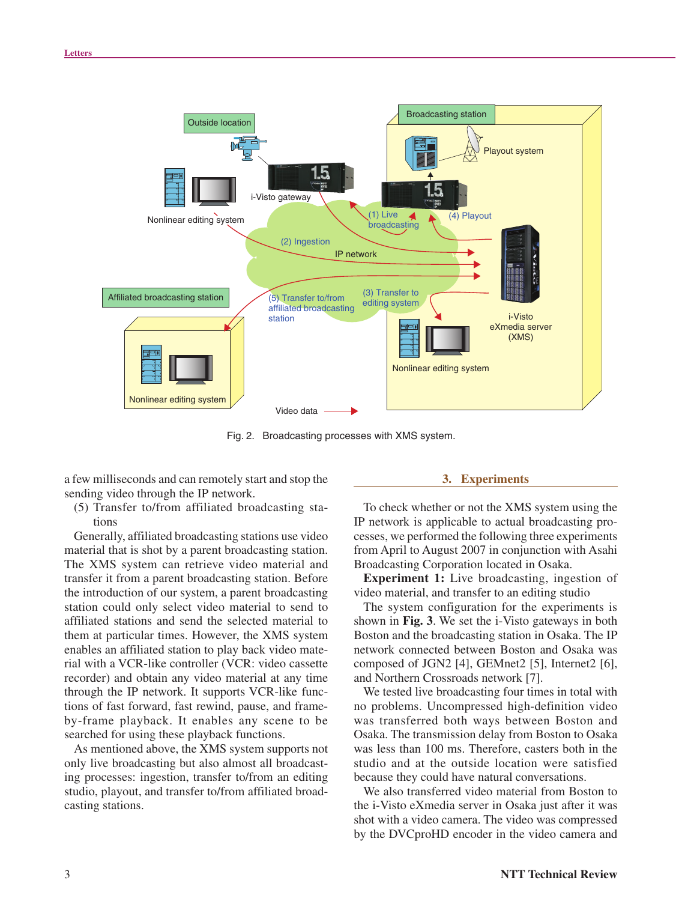Fig. 2. Broadcasting processes with XMS system.

a few milliseconds and can remotely start and stop the sending video through the IP network.

(5) Transfer to/from affiliated broadcasting stations

Generally, affiliated broadcasting stations use video material that is shot by a parent broadcasting station. The XMS system can retrieve video material and transfer it from a parent broadcasting station. Before the introduction of our system, a parent broadcasting station could only select video material to send to affiliated stations and send the selected material to them at particular times. However, the XMS system enables an affiliated station to play back video material with a VCR-like controller (VCR: video cassette recorder) and obtain any video material at any time through the IP network. It supports VCR-like functions of fast forward, fast rewind, pause, and frame-by-frame playback. It enables any scene to be searched for using these playback functions.

As mentioned above, the XMS system supports not only live broadcasting but also almost all broadcasting processes: ingestion, transfer to/from an editing studio, playout, and transfer to/from affiliated broadcasting stations.

## 3. Experiments

To check whether or not the XMS system using the IP network is applicable to actual broadcasting processes, we performed the following three experiments from April to August 2007 in conjunction with Asahi Broadcasting Corporation located in Osaka.

**Experiment 1:** Live broadcasting, ingestion of video material, and transfer to an editing studio

The system configuration for the experiments is shown in **Fig. 3**. We set the i-Visto gateways in both Boston and the broadcasting station in Osaka. The IP network connected between Boston and Osaka was composed of JGN2 [4], GEMnet2 [5], Internet2 [6], and Northern Crossroads network [7].

We tested live broadcasting four times in total with no problems. Uncompressed high-definition video was transferred both ways between Boston and Osaka. The transmission delay from Boston to Osaka was less than 100 ms. Therefore, casters both in the studio and at the outside location were satisfied because they could have natural conversations.

We also transferred video material from Boston to the i-Visto eXmedia server in Osaka just after it was shot with a video camera. The video was compressed by the DVCproHD encoder in the video camera and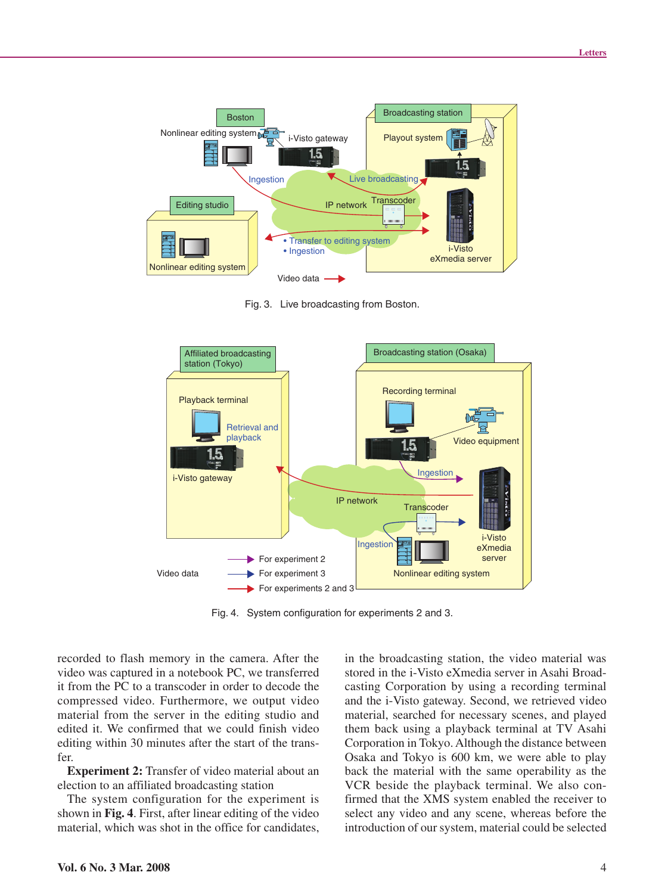Fig. 3. Live broadcasting from Boston.

Fig. 4. System configuration for experiments 2 and 3.

recorded to flash memory in the camera. After the video was captured in a notebook PC, we transferred it from the PC to a transcoder in order to decode the compressed video. Furthermore, we output video material from the server in the editing studio and edited it. We confirmed that we could finish video editing within 30 minutes after the start of the transfer.

**Experiment 2:** Transfer of video material about an election to an affiliated broadcasting station

The system configuration for the experiment is shown in **Fig. 4**. First, after linear editing of the video material, which was shot in the office for candidates, in the broadcasting station, the video material was stored in the i-Visto eXmedia server in Asahi Broadcasting Corporation by using a recording terminal and the i-Visto gateway. Second, we retrieved video material, searched for necessary scenes, and played them back using a playback terminal at TV Asahi Corporation in Tokyo. Although the distance between Osaka and Tokyo is 600 km, we were able to play back the material with the same operability as the VCR beside the playback terminal. We also confirmed that the XMS system enabled the receiver to select any video and any scene, whereas before the introduction of our system, material could be selected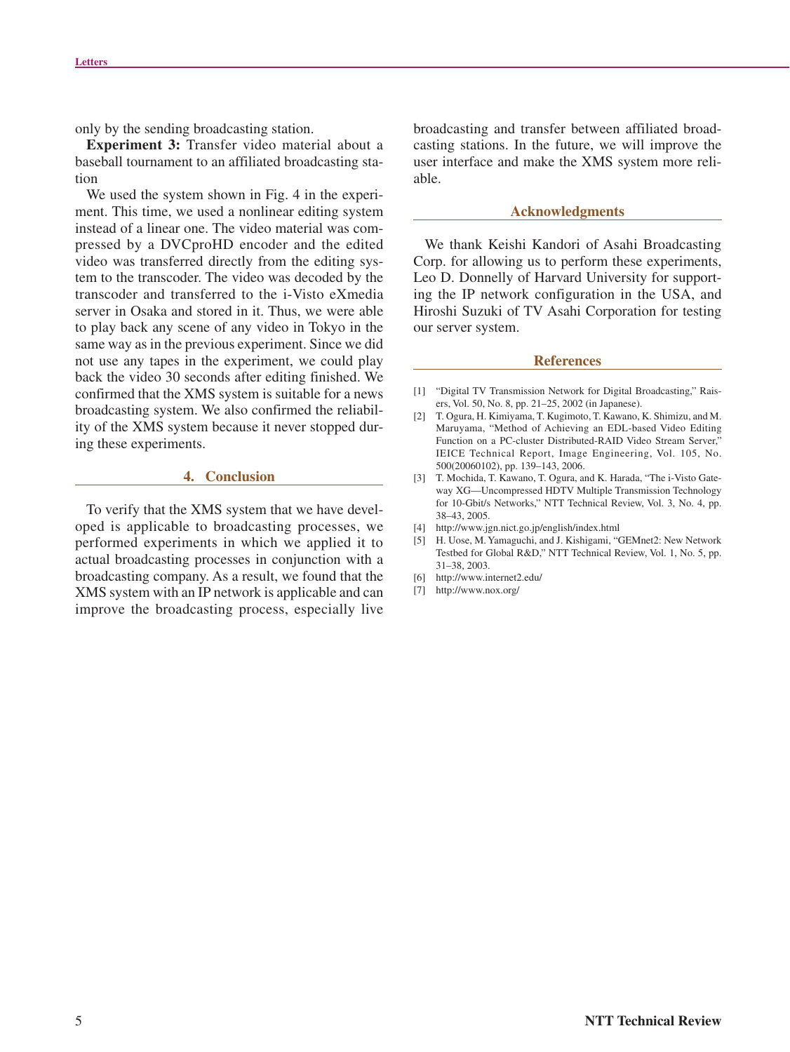only by the sending broadcasting station.

**Experiment 3:** Transfer video material about a baseball tournament to an affiliated broadcasting station

We used the system shown in Fig. 4 in the experiment. This time, we used a nonlinear editing system instead of a linear one. The video material was compressed by a DVCproHD encoder and the edited video was transferred directly from the editing system to the transcoder. The video was decoded by the transcoder and transferred to the i-Visto eXmedia server in Osaka and stored in it. Thus, we were able to play back any scene of any video in Tokyo in the same way as in the previous experiment. Since we did not use any tapes in the experiment, we could play back the video 30 seconds after editing finished. We confirmed that the XMS system is suitable for a news broadcasting system. We also confirmed the reliability of the XMS system because it never stopped during these experiments.

## 4. Conclusion

To verify that the XMS system that we have developed is applicable to broadcasting processes, we performed experiments in which we applied it to actual broadcasting processes in conjunction with a broadcasting company. As a result, we found that the XMS system with an IP network is applicable and can improve the broadcasting process, especially live broadcasting and transfer between affiliated broadcasting stations. In the future, we will improve the user interface and make the XMS system more reliable.

## Acknowledgments

We thank Keishi Kandori of Asahi Broadcasting Corp. for allowing us to perform these experiments, Leo D. Donnelly of Harvard University for supporting the IP network configuration in the USA, and Hiroshi Suzuki of TV Asahi Corporation for testing our server system.

## References

[1] "Digital TV Transmission Network for Digital Broadcasting," Raisers, Vol. 50, No. 8, pp. 21–25, 2002 (in Japanese).

[2] T. Ogura, H. Kimiyama, T. Kugimoto, T. Kawano, K. Shimizu, and M. Maruyama, "Method of Achieving an EDL-based Video Editing Function on a PC-cluster Distributed-RAID Video Stream Server," IEICE Technical Report, Image Engineering, Vol. 105, No. 500(20060102), pp. 139–143, 2006.

[3] T. Mochida, T. Kawano, T. Ogura, and K. Harada, "The i-Visto Gateway XG—Uncompressed HDTV Multiple Transmission Technology for 10-Gbit/s Networks," NTT Technical Review, Vol. 3, No. 4, pp. 38–43, 2005.

[4] http://www.jgn.nict.go.jp/english/index.html

[5] H. Uose, M. Yamaguchi, and J. Kishigami, "GEMnet2: New Network Testbed for Global R&D," NTT Technical Review, Vol. 1, No. 5, pp. 31–38, 2003.

[6] http://www.internet2.edu/

[7] http://www.nox.org/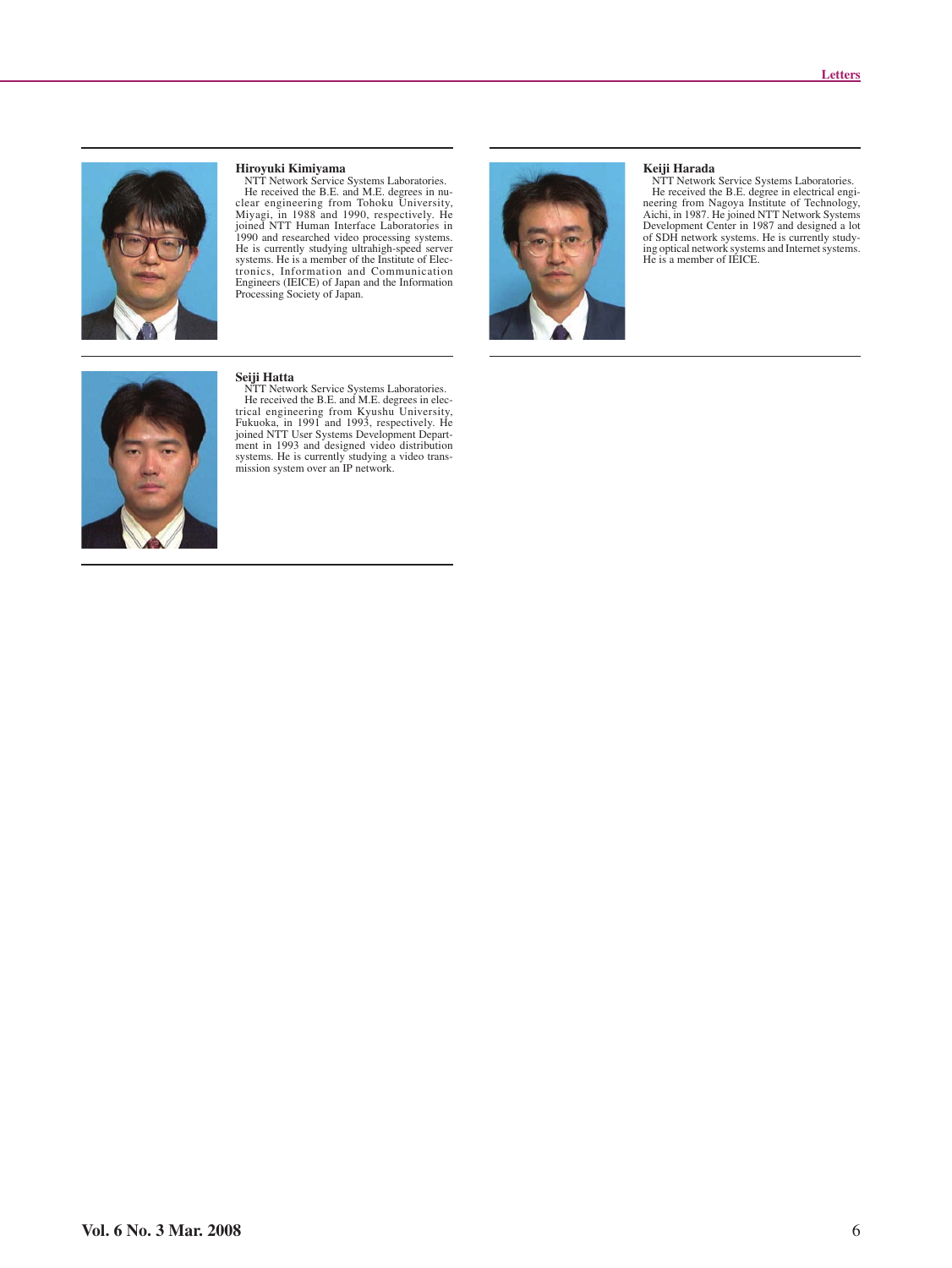**Hiroyuki Kimiyama**

NTT Network Service Systems Laboratories.

He received the B.E. and M.E. degrees in nuclear engineering from Tohoku University, Miyagi, in 1988 and 1990, respectively. He joined NTT Human Interface Laboratories in 1990 and researched video processing systems. He is currently studying ultrahigh-speed server systems. He is a member of the Institute of Electronics, Information and Communication Engineers (IEICE) of Japan and the Information Processing Society of Japan.

**Keiji Harada**

NTT Network Service Systems Laboratories.

He received the B.E. degree in electrical engineering from Nagoya Institute of Technology, Aichi, in 1987. He joined NTT Network Systems Development Center in 1987 and designed a lot of SDH network systems. He is currently studying optical network systems and Internet systems. He is a member of IEICE.

**Seiji Hatta**

NTT Network Service Systems Laboratories.

He received the B.E. and M.E. degrees in electrical engineering from Kyushu University, Fukuoka, in 1991 and 1993, respectively. He joined NTT User Systems Development Department in 1993 and designed video distribution systems. He is currently studying a video transmission system over an IP network.